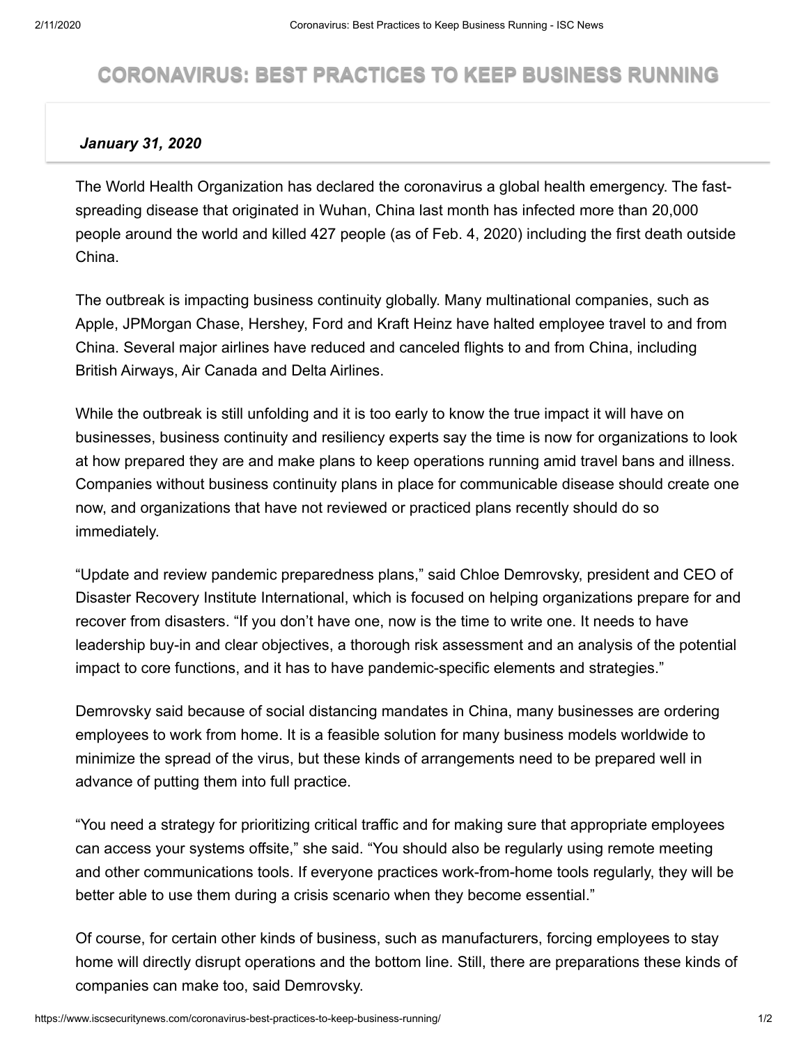# CORONAVIRUS: BEST PRACTICES TO KEEP BUSINESS RUNNING

*January 31, 2020*

The World Health Organization has declared the coronavirus a global health emergency. The fast-spreading disease that originated in Wuhan, China last month has infected more than 20,000 people around the world and killed 427 people (as of Feb. 4, 2020) including the first death outside China.

The outbreak is impacting business continuity globally. Many multinational companies, such as Apple, JPMorgan Chase, Hershey, Ford and Kraft Heinz have halted employee travel to and from China. Several major airlines have reduced and canceled flights to and from China, including British Airways, Air Canada and Delta Airlines.

While the outbreak is still unfolding and it is too early to know the true impact it will have on businesses, business continuity and resiliency experts say the time is now for organizations to look at how prepared they are and make plans to keep operations running amid travel bans and illness. Companies without business continuity plans in place for communicable disease should create one now, and organizations that have not reviewed or practiced plans recently should do so immediately.

"Update and review pandemic preparedness plans," said Chloe Demrovsky, president and CEO of Disaster Recovery Institute International, which is focused on helping organizations prepare for and recover from disasters. "If you don't have one, now is the time to write one. It needs to have leadership buy-in and clear objectives, a thorough risk assessment and an analysis of the potential impact to core functions, and it has to have pandemic-specific elements and strategies."

Demrovsky said because of social distancing mandates in China, many businesses are ordering employees to work from home. It is a feasible solution for many business models worldwide to minimize the spread of the virus, but these kinds of arrangements need to be prepared well in advance of putting them into full practice.

"You need a strategy for prioritizing critical traffic and for making sure that appropriate employees can access your systems offsite," she said. "You should also be regularly using remote meeting and other communications tools. If everyone practices work-from-home tools regularly, they will be better able to use them during a crisis scenario when they become essential."

Of course, for certain other kinds of business, such as manufacturers, forcing employees to stay home will directly disrupt operations and the bottom line. Still, there are preparations these kinds of companies can make too, said Demrovsky.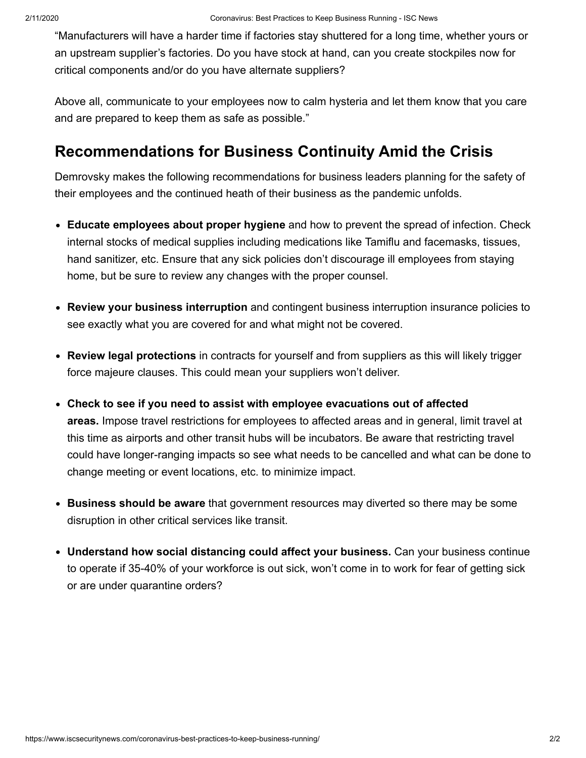"Manufacturers will have a harder time if factories stay shuttered for a long time, whether yours or an upstream supplier's factories. Do you have stock at hand, can you create stockpiles now for critical components and/or do you have alternate suppliers?

Above all, communicate to your employees now to calm hysteria and let them know that you care and are prepared to keep them as safe as possible."

## Recommendations for Business Continuity Amid the Crisis

Demrovsky makes the following recommendations for business leaders planning for the safety of their employees and the continued heath of their business as the pandemic unfolds.

- **Educate employees about proper hygiene** and how to prevent the spread of infection. Check internal stocks of medical supplies including medications like Tamiflu and facemasks, tissues, hand sanitizer, etc. Ensure that any sick policies don't discourage ill employees from staying home, but be sure to review any changes with the proper counsel.
- **Review your business interruption** and contingent business interruption insurance policies to see exactly what you are covered for and what might not be covered.
- **Review legal protections** in contracts for yourself and from suppliers as this will likely trigger force majeure clauses. This could mean your suppliers won't deliver.
- **Check to see if you need to assist with employee evacuations out of affected areas.** Impose travel restrictions for employees to affected areas and in general, limit travel at this time as airports and other transit hubs will be incubators. Be aware that restricting travel could have longer-ranging impacts so see what needs to be cancelled and what can be done to change meeting or event locations, etc. to minimize impact.
- **Business should be aware** that government resources may diverted so there may be some disruption in other critical services like transit.
- **Understand how social distancing could affect your business.** Can your business continue to operate if 35-40% of your workforce is out sick, won't come in to work for fear of getting sick or are under quarantine orders?